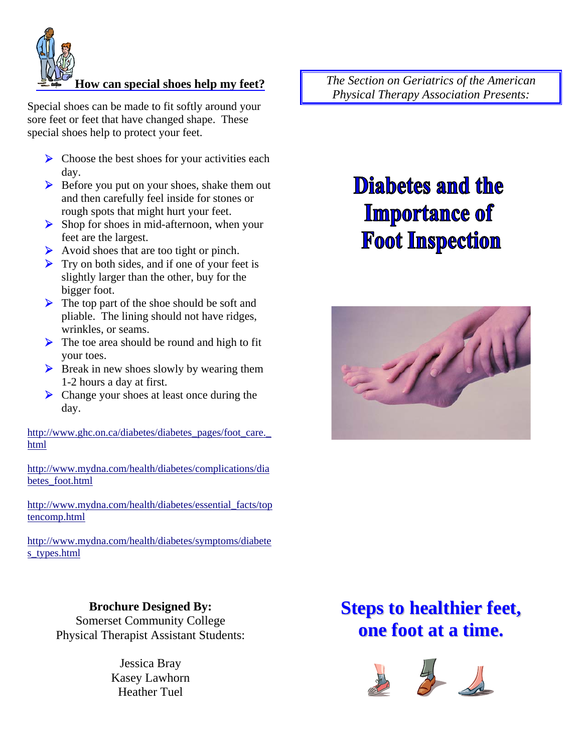## How can special shoes help my feet?

Special shoes can be made to fit softly around your sore feet or feet that have changed shape. These special shoes help to protect your feet.

- Choose the best shoes for your activities each day.
- Before you put on your shoes, shake them out and then carefully feel inside for stones or rough spots that might hurt your feet.
- Shop for shoes in mid-afternoon, when your feet are the largest.
- Avoid shoes that are too tight or pinch.
- Try on both sides, and if one of your feet is slightly larger than the other, buy for the bigger foot.
- The top part of the shoe should be soft and pliable. The lining should not have ridges, wrinkles, or seams.
- The toe area should be round and high to fit your toes.
- Break in new shoes slowly by wearing them 1-2 hours a day at first.
- Change your shoes at least once during the day.

http://www.ghc.on.ca/diabetes/diabetes_pages/foot_care._html

http://www.mydna.com/health/diabetes/complications/diabetes_foot.html

http://www.mydna.com/health/diabetes/essential_facts/toptencomp.html

http://www.mydna.com/health/diabetes/symptoms/diabetes_types.html

**Brochure Designed By:**
Somerset Community College
Physical Therapist Assistant Students:

Jessica Bray
Kasey Lawhorn
Heather Tuel

*The Section on Geriatrics of the American Physical Therapy Association Presents:*

# Diabetes and the Importance of Foot Inspection

## Steps to healthier feet, one foot at a time.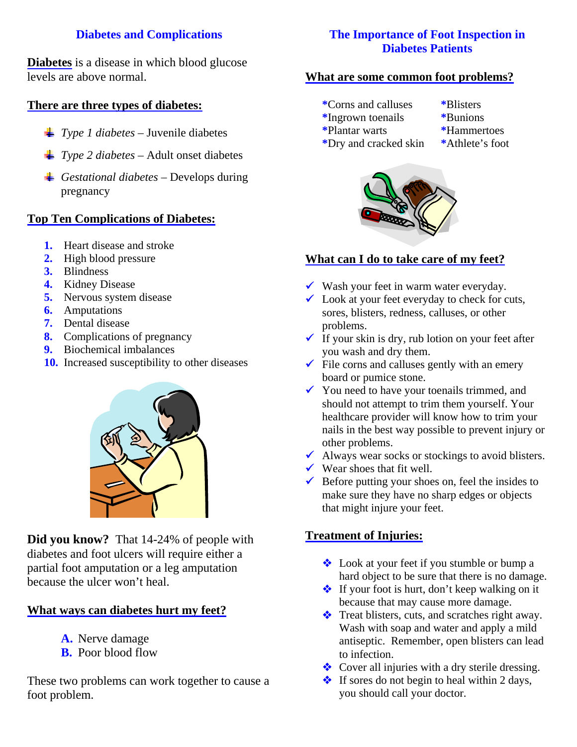## Diabetes and Complications

**Diabetes** is a disease in which blood glucose levels are above normal.

### There are three types of diabetes:

- *Type 1 diabetes* – Juvenile diabetes
- *Type 2 diabetes* – Adult onset diabetes
- *Gestational diabetes* – Develops during pregnancy

### Top Ten Complications of Diabetes:

1. Heart disease and stroke
2. High blood pressure
3. Blindness
4. Kidney Disease
5. Nervous system disease
6. Amputations
7. Dental disease
8. Complications of pregnancy
9. Biochemical imbalances
10. Increased susceptibility to other diseases

**Did you know?** That 14-24% of people with diabetes and foot ulcers will require either a partial foot amputation or a leg amputation because the ulcer won't heal.

### What ways can diabetes hurt my feet?

A. Nerve damage
B. Poor blood flow

These two problems can work together to cause a foot problem.

## The Importance of Foot Inspection in Diabetes Patients

### What are some common foot problems?

- *Corns and calluses
- *Ingrown toenails
- *Plantar warts
- *Dry and cracked skin
- *Blisters
- *Bunions
- *Hammertoes
- *Athlete's foot

### What can I do to take care of my feet?

- ✓ Wash your feet in warm water everyday.
- ✓ Look at your feet everyday to check for cuts, sores, blisters, redness, calluses, or other problems.
- ✓ If your skin is dry, rub lotion on your feet after you wash and dry them.
- ✓ File corns and calluses gently with an emery board or pumice stone.
- ✓ You need to have your toenails trimmed, and should not attempt to trim them yourself. Your healthcare provider will know how to trim your nails in the best way possible to prevent injury or other problems.
- ✓ Always wear socks or stockings to avoid blisters.
- ✓ Wear shoes that fit well.
- ✓ Before putting your shoes on, feel the insides to make sure they have no sharp edges or objects that might injure your feet.

### Treatment of Injuries:

- Look at your feet if you stumble or bump a hard object to be sure that there is no damage.
- If your foot is hurt, don't keep walking on it because that may cause more damage.
- Treat blisters, cuts, and scratches right away. Wash with soap and water and apply a mild antiseptic. Remember, open blisters can lead to infection.
- Cover all injuries with a dry sterile dressing.
- If sores do not begin to heal within 2 days, you should call your doctor.